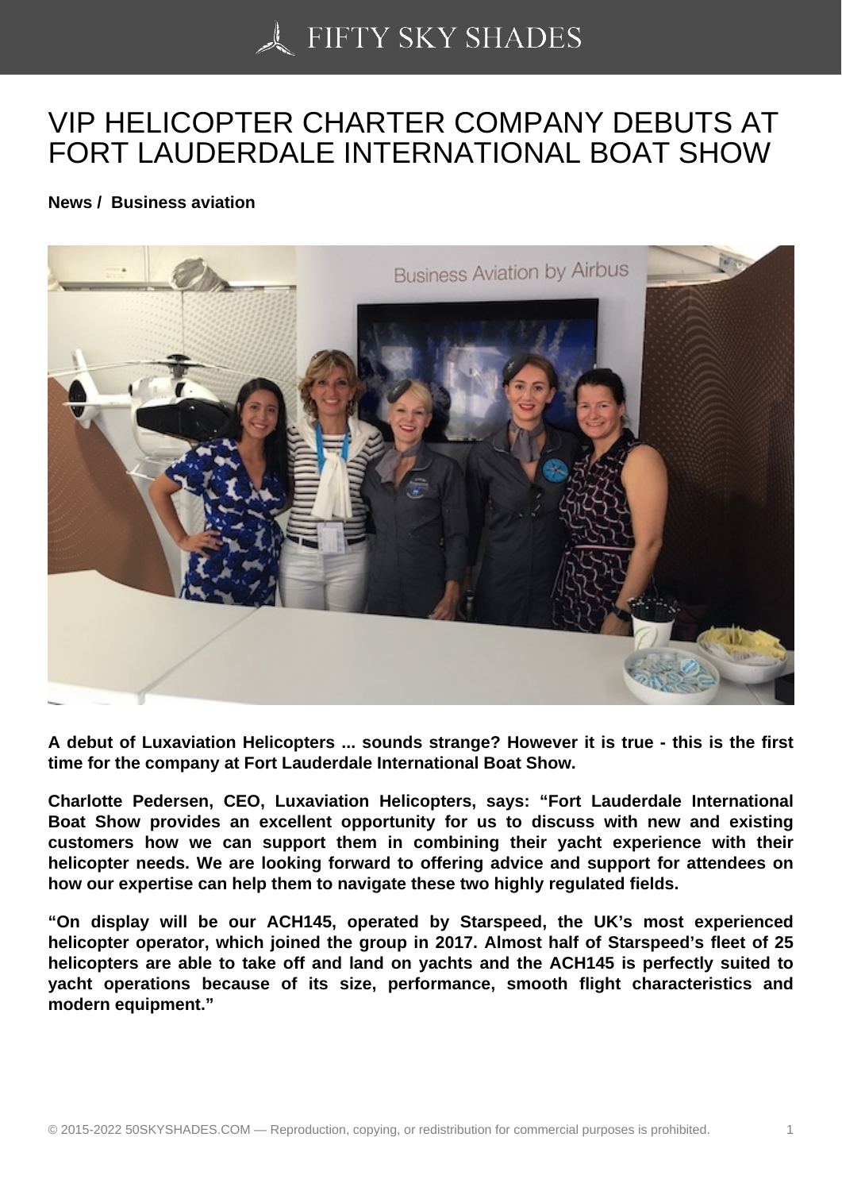# VIP HELICOPTER CHARTER COMPANY DEBUTS AT FORT LAUDERDALE INTERNATIONAL BOAT SHOW

**News / Business aviation**

**A debut of Luxaviation Helicopters ... sounds strange? However it is true - this is the first time for the company at Fort Lauderdale International Boat Show.**

**Charlotte Pedersen, CEO, Luxaviation Helicopters, says: "Fort Lauderdale International Boat Show provides an excellent opportunity for us to discuss with new and existing customers how we can support them in combining their yacht experience with their helicopter needs. We are looking forward to offering advice and support for attendees on how our expertise can help them to navigate these two highly regulated fields.**

**"On display will be our ACH145, operated by Starspeed, the UK's most experienced helicopter operator, which joined the group in 2017. Almost half of Starspeed's fleet of 25 helicopters are able to take off and land on yachts and the ACH145 is perfectly suited to yacht operations because of its size, performance, smooth flight characteristics and modern equipment."**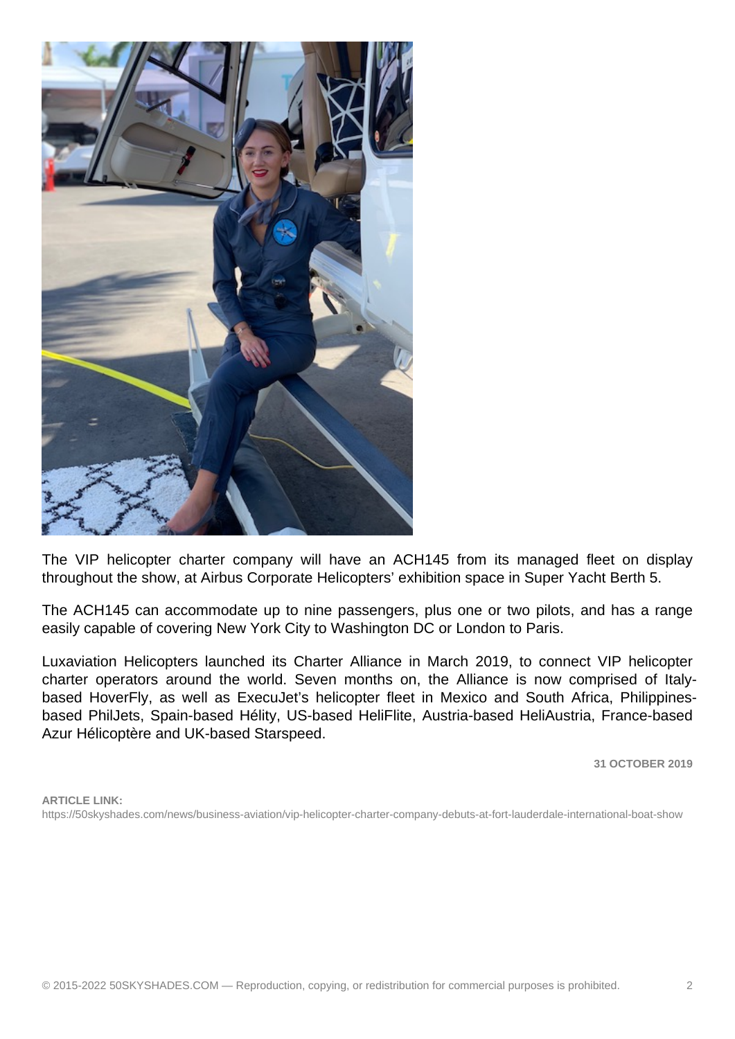The VIP helicopter charter company will have an ACH145 from its managed fleet on display throughout the show, at Airbus Corporate Helicopters' exhibition space in Super Yacht Berth 5.

The ACH145 can accommodate up to nine passengers, plus one or two pilots, and has a range easily capable of covering New York City to Washington DC or London to Paris.

Luxaviation Helicopters launched its Charter Alliance in March 2019, to connect VIP helicopter charter operators around the world. Seven months on, the Alliance is now comprised of Italy-based HoverFly, as well as ExecuJet's helicopter fleet in Mexico and South Africa, Philippines-based PhilJets, Spain-based Hélity, US-based HeliFlite, Austria-based HeliAustria, France-based Azur Hélicoptère and UK-based Starspeed.

**31 OCTOBER 2019**

**ARTICLE LINK:**
https://50skyshades.com/news/business-aviation/vip-helicopter-charter-company-debuts-at-fort-lauderdale-international-boat-show

© 2015-2022 50SKYSHADES.COM — Reproduction, copying, or redistribution for commercial purposes is prohibited.